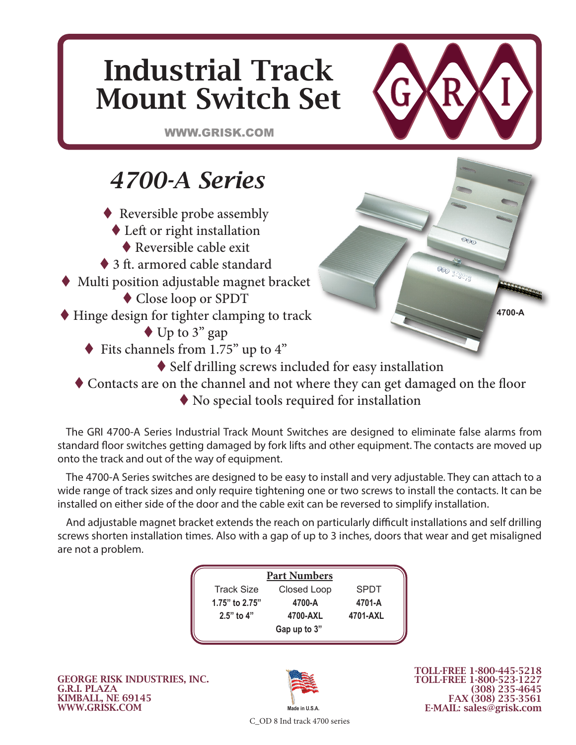# Industrial Track Mount Switch Set

WWW.GRISK.COM

## 4700-A Series

- Reversible probe assembly
- Left or right installation
- Reversible cable exit
- 3 ft. armored cable standard
- Multi position adjustable magnet bracket
- Close loop or SPDT
- Hinge design for tighter clamping to track
- Up to 3" gap
- Fits channels from 1.75" up to 4"
- Self drilling screws included for easy installation
- Contacts are on the channel and not where they can get damaged on the floor
- No special tools required for installation

4700-A

The GRI 4700-A Series Industrial Track Mount Switches are designed to eliminate false alarms from standard floor switches getting damaged by fork lifts and other equipment. The contacts are moved up onto the track and out of the way of equipment.

The 4700-A Series switches are designed to be easy to install and very adjustable. They can attach to a wide range of track sizes and only require tightening one or two screws to install the contacts. It can be installed on either side of the door and the cable exit can be reversed to simplify installation.

And adjustable magnet bracket extends the reach on particularly difficult installations and self drilling screws shorten installation times. Also with a gap of up to 3 inches, doors that wear and get misaligned are not a problem.

**Part Numbers**

| Track Size | Closed Loop | SPDT |
|---|---|---|
| **1.75" to 2.75"** | **4700-A** | **4701-A** |
| **2.5" to 4"** | **4700-AXL** | **4701-AXL** |
| | **Gap up to 3"** | |

**GEORGE RISK INDUSTRIES, INC.**
**G.R.I. PLAZA**
**KIMBALL, NE 69145**
**WWW.GRISK.COM**

Made in U.S.A.

**TOLL-FREE 1-800-445-5218**
**TOLL-FREE 1-800-523-1227**
**(308) 235-4645**
**FAX (308) 235-3561**
**E-MAIL: sales@grisk.com**

C_OD 8 Ind track 4700 series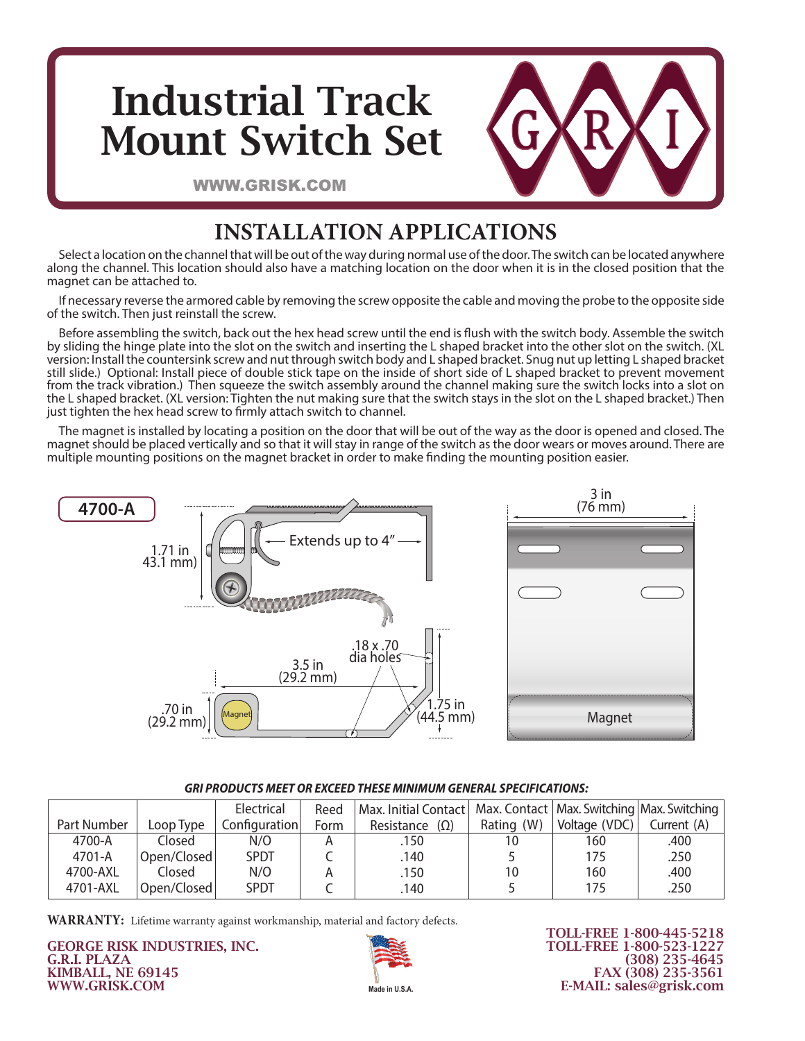# Industrial Track Mount Switch Set

WWW.GRISK.COM

## INSTALLATION APPLICATIONS

Select a location on the channel that will be out of the way during normal use of the door. The switch can be located anywhere along the channel. This location should also have a matching location on the door when it is in the closed position that the magnet can be attached to.

If necessary reverse the armored cable by removing the screw opposite the cable and moving the probe to the opposite side of the switch. Then just reinstall the screw.

Before assembling the switch, back out the hex head screw until the end is flush with the switch body. Assemble the switch by sliding the hinge plate into the slot on the switch and inserting the L shaped bracket into the other slot on the switch. (XL version: Install the countersink screw and nut through switch body and L shaped bracket. Snug nut up letting L shaped bracket still slide.) Optional: Install piece of double stick tape on the inside of short side of L shaped bracket to prevent movement from the track vibration.) Then squeeze the switch assembly around the channel making sure the switch locks into a slot on the L shaped bracket. (XL version: Tighten the nut making sure that the switch stays in the slot on the L shaped bracket.) Then just tighten the hex head screw to firmly attach switch to channel.

The magnet is installed by locating a position on the door that will be out of the way as the door is opened and closed. The magnet should be placed vertically and so that it will stay in range of the switch as the door wears or moves around. There are multiple mounting positions on the magnet bracket in order to make finding the mounting position easier.

4700-A

1.71 in
43.1 mm)

Extends up to 4"

.18 x .70
dia holes

3.5 in
(29.2 mm)

.70 in
(29.2 mm)

Magnet

1.75 in
(44.5 mm)

3 in
(76 mm)

Magnet

***GRI PRODUCTS MEET OR EXCEED THESE MINIMUM GENERAL SPECIFICATIONS:***

| Part Number | Loop Type | Electrical Configuration | Reed Form | Max. Initial Contact Resistance (Ω) | Max. Contact Rating (W) | Max. Switching Voltage (VDC) | Max. Switching Current (A) |
|---|---|---|---|---|---|---|---|
| 4700-A | Closed | N/O | A | .150 | 10 | 160 | .400 |
| 4701-A | Open/Closed | SPDT | C | .140 | 5 | 175 | .250 |
| 4700-AXL | Closed | N/O | A | .150 | 10 | 160 | .400 |
| 4701-AXL | Open/Closed | SPDT | C | .140 | 5 | 175 | .250 |

**WARRANTY:** Lifetime warranty against workmanship, material and factory defects.

**GEORGE RISK INDUSTRIES, INC.**
**G.R.I. PLAZA**
**KIMBALL, NE 69145**
**WWW.GRISK.COM**

Made in U.S.A.

**TOLL-FREE 1-800-445-5218**
**TOLL-FREE 1-800-523-1227**
**(308) 235-4645**
**FAX (308) 235-3561**
**E-MAIL: sales@grisk.com**